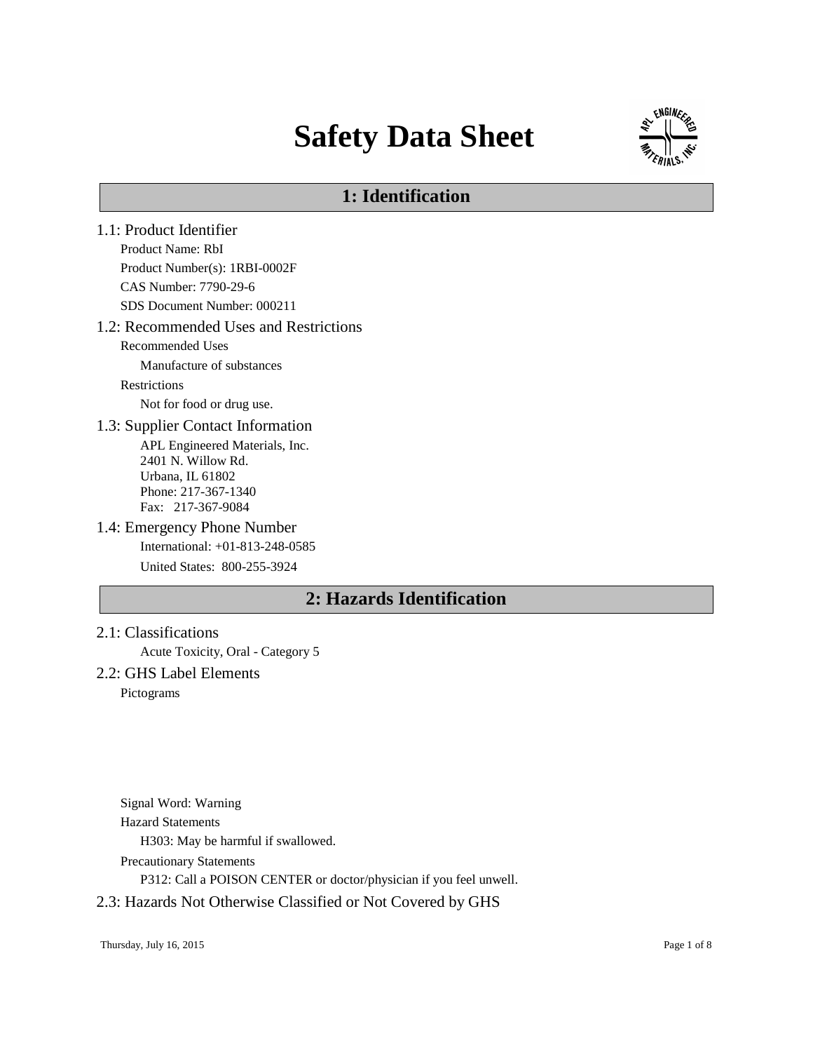# Safety Data Sheet

## 1: Identification

### 1.1: Product Identifier

Product Name: RbI

Product Number(s): 1RBI-0002F

CAS Number: 7790-29-6

SDS Document Number: 000211

### 1.2: Recommended Uses and Restrictions

Recommended Uses

Manufacture of substances

Restrictions

Not for food or drug use.

### 1.3: Supplier Contact Information

APL Engineered Materials, Inc.
2401 N. Willow Rd.
Urbana, IL 61802
Phone: 217-367-1340
Fax: 217-367-9084

### 1.4: Emergency Phone Number

International: +01-813-248-0585

United States: 800-255-3924

## 2: Hazards Identification

### 2.1: Classifications

Acute Toxicity, Oral - Category 5

### 2.2: GHS Label Elements

Pictograms

Signal Word: Warning

Hazard Statements

H303: May be harmful if swallowed.

Precautionary Statements

P312: Call a POISON CENTER or doctor/physician if you feel unwell.

### 2.3: Hazards Not Otherwise Classified or Not Covered by GHS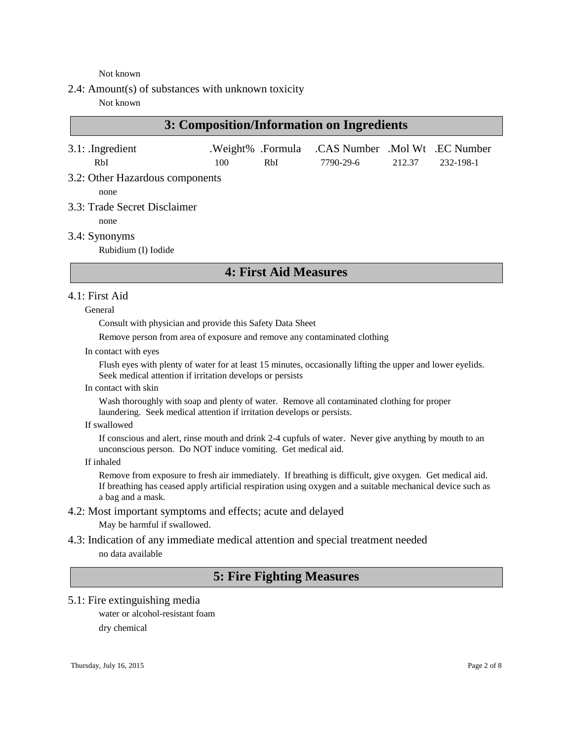Not known

### 2.4: Amount(s) of substances with unknown toxicity

Not known

## 3: Composition/Information on Ingredients

3.1:

| .Ingredient | .Weight% | .Formula | .CAS Number | .Mol Wt | .EC Number |
|---|---|---|---|---|---|
| RbI | 100 | RbI | 7790-29-6 | 212.37 | 232-198-1 |

### 3.2: Other Hazardous components

none

### 3.3: Trade Secret Disclaimer

none

### 3.4: Synonyms

Rubidium (I) Iodide

## 4: First Aid Measures

### 4.1: First Aid

General

Consult with physician and provide this Safety Data Sheet

Remove person from area of exposure and remove any contaminated clothing

In contact with eyes

Flush eyes with plenty of water for at least 15 minutes, occasionally lifting the upper and lower eyelids. Seek medical attention if irritation develops or persists

In contact with skin

Wash thoroughly with soap and plenty of water. Remove all contaminated clothing for proper laundering. Seek medical attention if irritation develops or persists.

If swallowed

If conscious and alert, rinse mouth and drink 2-4 cupfuls of water. Never give anything by mouth to an unconscious person. Do NOT induce vomiting. Get medical aid.

If inhaled

Remove from exposure to fresh air immediately. If breathing is difficult, give oxygen. Get medical aid. If breathing has ceased apply artificial respiration using oxygen and a suitable mechanical device such as a bag and a mask.

### 4.2: Most important symptoms and effects; acute and delayed

May be harmful if swallowed.

### 4.3: Indication of any immediate medical attention and special treatment needed

no data available

## 5: Fire Fighting Measures

### 5.1: Fire extinguishing media

water or alcohol-resistant foam

dry chemical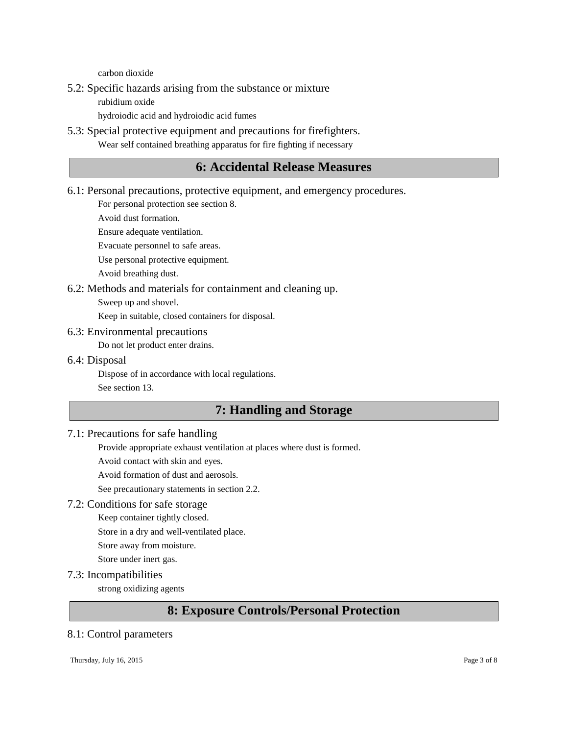carbon dioxide

### 5.2: Specific hazards arising from the substance or mixture

rubidium oxide

hydroiodic acid and hydroiodic acid fumes

### 5.3: Special protective equipment and precautions for firefighters.

Wear self contained breathing apparatus for fire fighting if necessary

## 6: Accidental Release Measures

### 6.1: Personal precautions, protective equipment, and emergency procedures.

For personal protection see section 8.

Avoid dust formation.

Ensure adequate ventilation.

Evacuate personnel to safe areas.

Use personal protective equipment.

Avoid breathing dust.

### 6.2: Methods and materials for containment and cleaning up.

Sweep up and shovel.

Keep in suitable, closed containers for disposal.

### 6.3: Environmental precautions

Do not let product enter drains.

### 6.4: Disposal

Dispose of in accordance with local regulations.

See section 13.

## 7: Handling and Storage

### 7.1: Precautions for safe handling

Provide appropriate exhaust ventilation at places where dust is formed.

Avoid contact with skin and eyes.

Avoid formation of dust and aerosols.

See precautionary statements in section 2.2.

### 7.2: Conditions for safe storage

Keep container tightly closed.

Store in a dry and well-ventilated place.

Store away from moisture.

Store under inert gas.

### 7.3: Incompatibilities

strong oxidizing agents

## 8: Exposure Controls/Personal Protection

### 8.1: Control parameters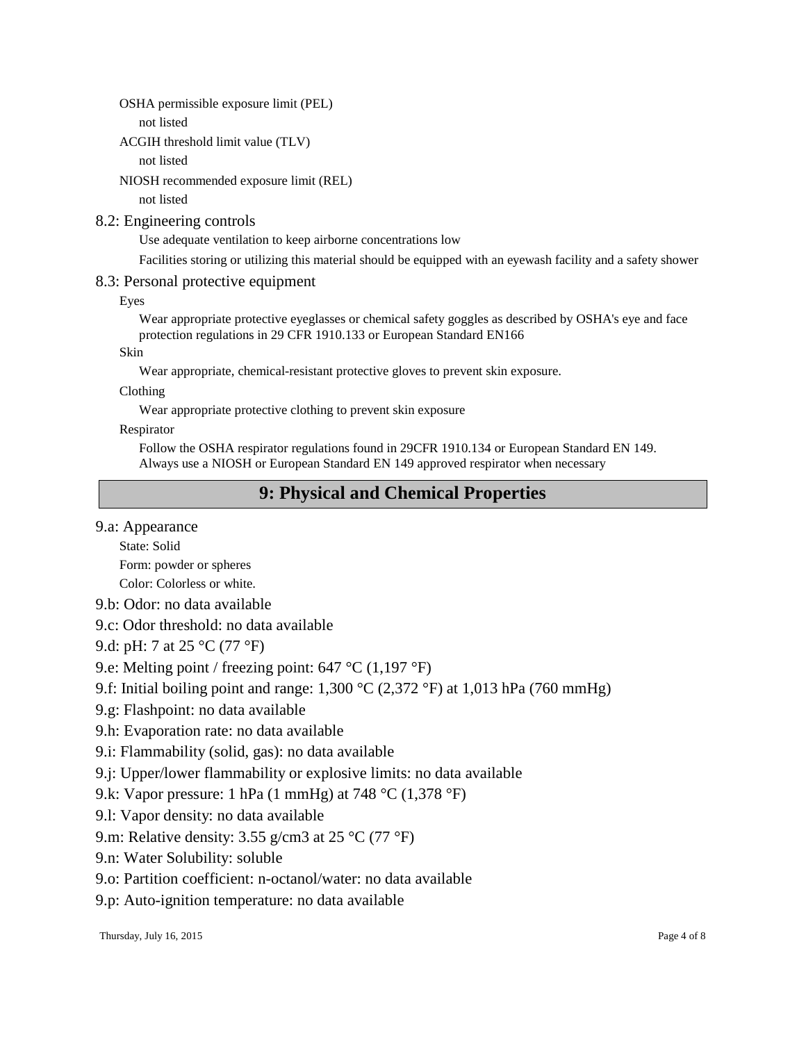OSHA permissible exposure limit (PEL)

not listed

ACGIH threshold limit value (TLV)

not listed

NIOSH recommended exposure limit (REL)

not listed

### 8.2: Engineering controls

Use adequate ventilation to keep airborne concentrations low

Facilities storing or utilizing this material should be equipped with an eyewash facility and a safety shower

### 8.3: Personal protective equipment

Eyes

Wear appropriate protective eyeglasses or chemical safety goggles as described by OSHA's eye and face protection regulations in 29 CFR 1910.133 or European Standard EN166

Skin

Wear appropriate, chemical-resistant protective gloves to prevent skin exposure.

Clothing

Wear appropriate protective clothing to prevent skin exposure

Respirator

Follow the OSHA respirator regulations found in 29CFR 1910.134 or European Standard EN 149. Always use a NIOSH or European Standard EN 149 approved respirator when necessary

## 9: Physical and Chemical Properties

### 9.a: Appearance

State: Solid

Form: powder or spheres

Color: Colorless or white.

9.b: Odor: no data available

9.c: Odor threshold: no data available

9.d: pH: 7 at 25 °C (77 °F)

9.e: Melting point / freezing point: 647 °C (1,197 °F)

9.f: Initial boiling point and range: 1,300 °C (2,372 °F) at 1,013 hPa (760 mmHg)

9.g: Flashpoint: no data available

9.h: Evaporation rate: no data available

9.i: Flammability (solid, gas): no data available

9.j: Upper/lower flammability or explosive limits: no data available

9.k: Vapor pressure: 1 hPa (1 mmHg) at 748 °C (1,378 °F)

9.l: Vapor density: no data available

9.m: Relative density: 3.55 g/cm3 at 25 °C (77 °F)

9.n: Water Solubility: soluble

9.o: Partition coefficient: n-octanol/water: no data available

9.p: Auto-ignition temperature: no data available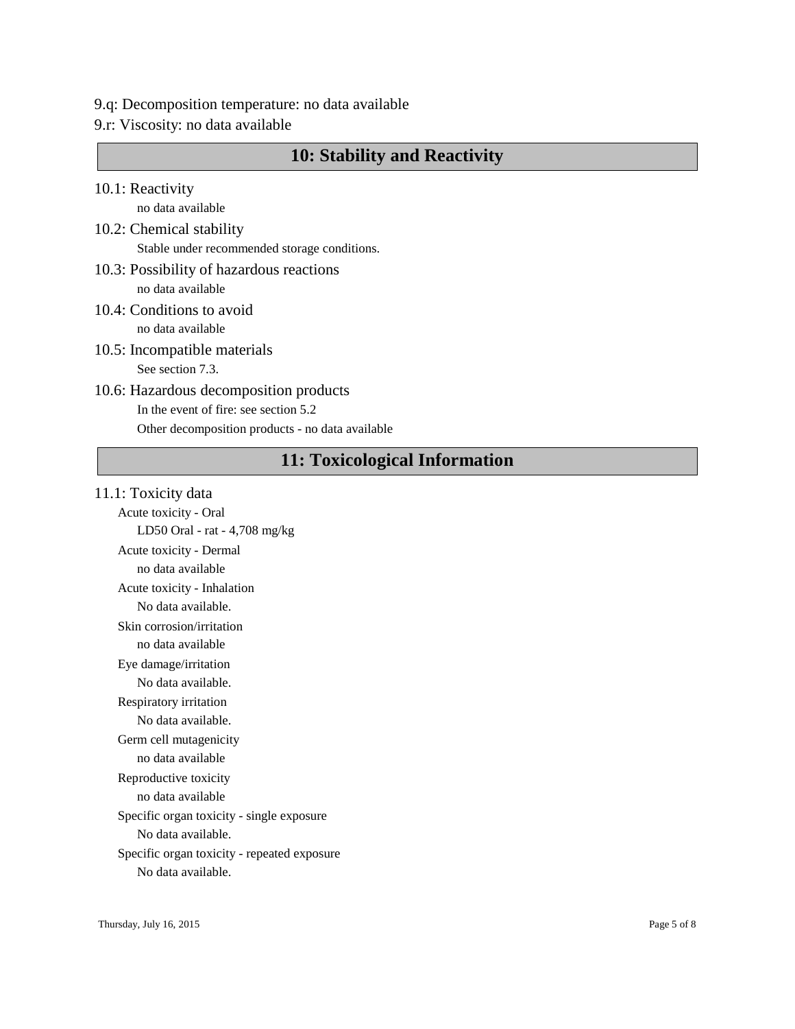9.q: Decomposition temperature: no data available

9.r: Viscosity: no data available

## 10: Stability and Reactivity

### 10.1: Reactivity

no data available

### 10.2: Chemical stability

Stable under recommended storage conditions.

### 10.3: Possibility of hazardous reactions

no data available

### 10.4: Conditions to avoid

no data available

### 10.5: Incompatible materials

See section 7.3.

### 10.6: Hazardous decomposition products

In the event of fire: see section 5.2

Other decomposition products - no data available

## 11: Toxicological Information

### 11.1: Toxicity data

Acute toxicity - Oral

LD50 Oral - rat - 4,708 mg/kg

Acute toxicity - Dermal

no data available

Acute toxicity - Inhalation

No data available.

Skin corrosion/irritation

no data available

Eye damage/irritation

No data available.

Respiratory irritation

No data available.

Germ cell mutagenicity

no data available

Reproductive toxicity

no data available

Specific organ toxicity - single exposure

No data available.

Specific organ toxicity - repeated exposure

No data available.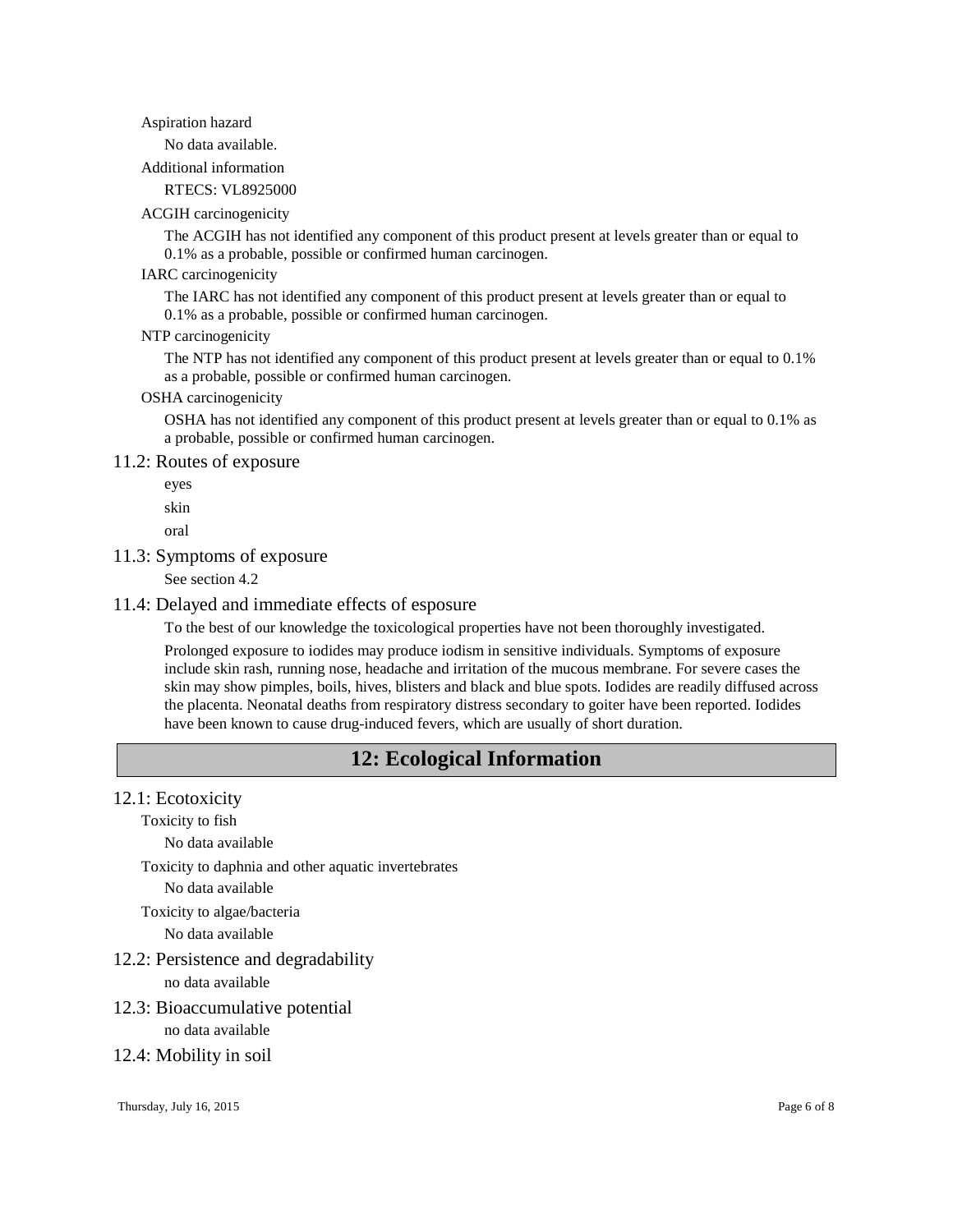Aspiration hazard

No data available.

Additional information

RTECS: VL8925000

ACGIH carcinogenicity

The ACGIH has not identified any component of this product present at levels greater than or equal to 0.1% as a probable, possible or confirmed human carcinogen.

IARC carcinogenicity

The IARC has not identified any component of this product present at levels greater than or equal to 0.1% as a probable, possible or confirmed human carcinogen.

NTP carcinogenicity

The NTP has not identified any component of this product present at levels greater than or equal to 0.1% as a probable, possible or confirmed human carcinogen.

OSHA carcinogenicity

OSHA has not identified any component of this product present at levels greater than or equal to 0.1% as a probable, possible or confirmed human carcinogen.

### 11.2: Routes of exposure

eyes

skin

oral

### 11.3: Symptoms of exposure

See section 4.2

### 11.4: Delayed and immediate effects of esposure

To the best of our knowledge the toxicological properties have not been thoroughly investigated.

Prolonged exposure to iodides may produce iodism in sensitive individuals. Symptoms of exposure include skin rash, running nose, headache and irritation of the mucous membrane. For severe cases the skin may show pimples, boils, hives, blisters and black and blue spots. Iodides are readily diffused across the placenta. Neonatal deaths from respiratory distress secondary to goiter have been reported. Iodides have been known to cause drug-induced fevers, which are usually of short duration.

## 12: Ecological Information

### 12.1: Ecotoxicity

Toxicity to fish

No data available

Toxicity to daphnia and other aquatic invertebrates

No data available

Toxicity to algae/bacteria

No data available

### 12.2: Persistence and degradability

no data available

### 12.3: Bioaccumulative potential

no data available

### 12.4: Mobility in soil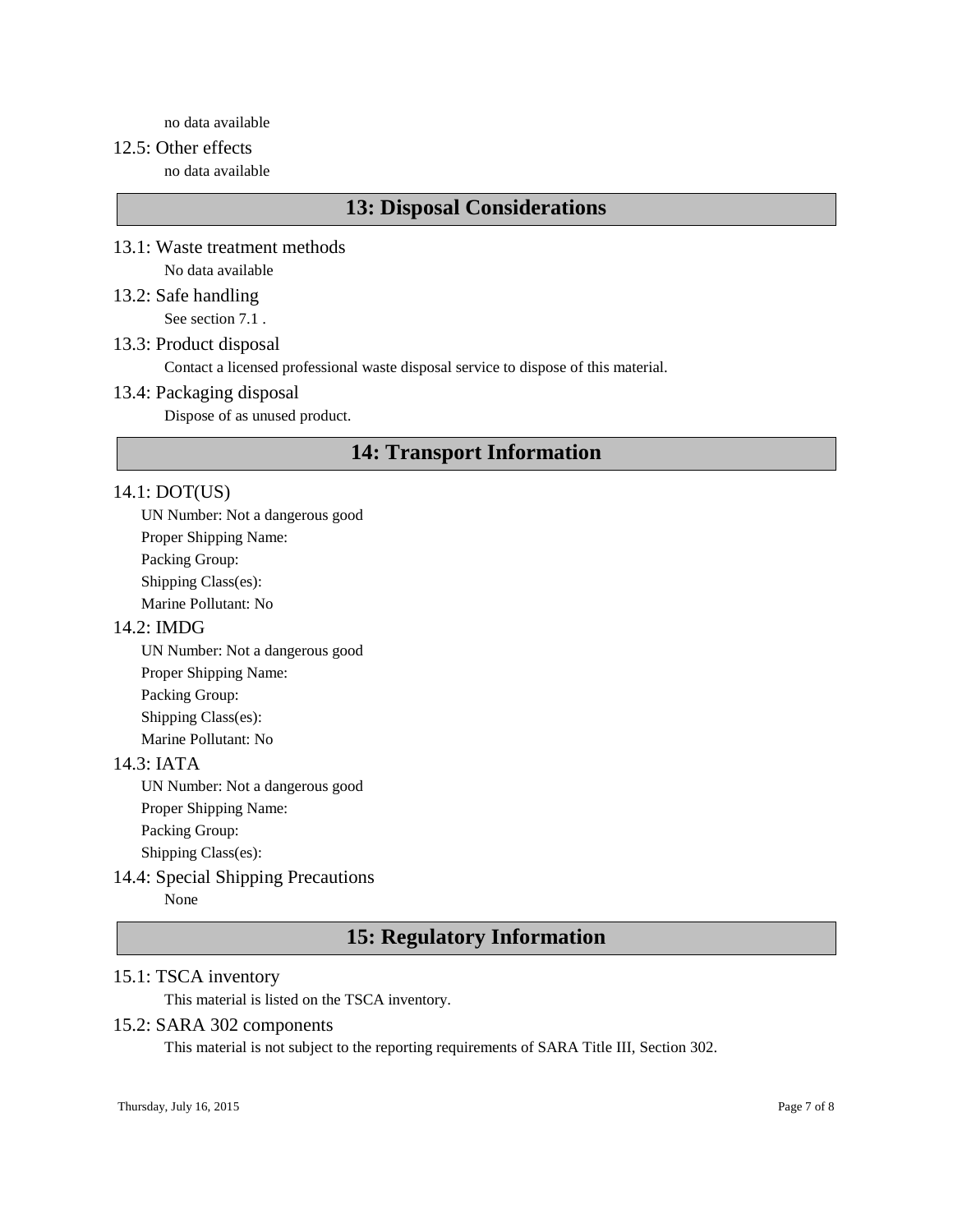no data available

### 12.5: Other effects

no data available

## 13: Disposal Considerations

### 13.1: Waste treatment methods

No data available

### 13.2: Safe handling

See section 7.1 .

### 13.3: Product disposal

Contact a licensed professional waste disposal service to dispose of this material.

### 13.4: Packaging disposal

Dispose of as unused product.

## 14: Transport Information

### 14.1: DOT(US)

UN Number: Not a dangerous good

Proper Shipping Name:

Packing Group:

Shipping Class(es):

Marine Pollutant: No

### 14.2: IMDG

UN Number: Not a dangerous good

Proper Shipping Name:

Packing Group:

Shipping Class(es):

Marine Pollutant: No

### 14.3: IATA

UN Number: Not a dangerous good

Proper Shipping Name:

Packing Group:

Shipping Class(es):

### 14.4: Special Shipping Precautions

None

## 15: Regulatory Information

### 15.1: TSCA inventory

This material is listed on the TSCA inventory.

### 15.2: SARA 302 components

This material is not subject to the reporting requirements of SARA Title III, Section 302.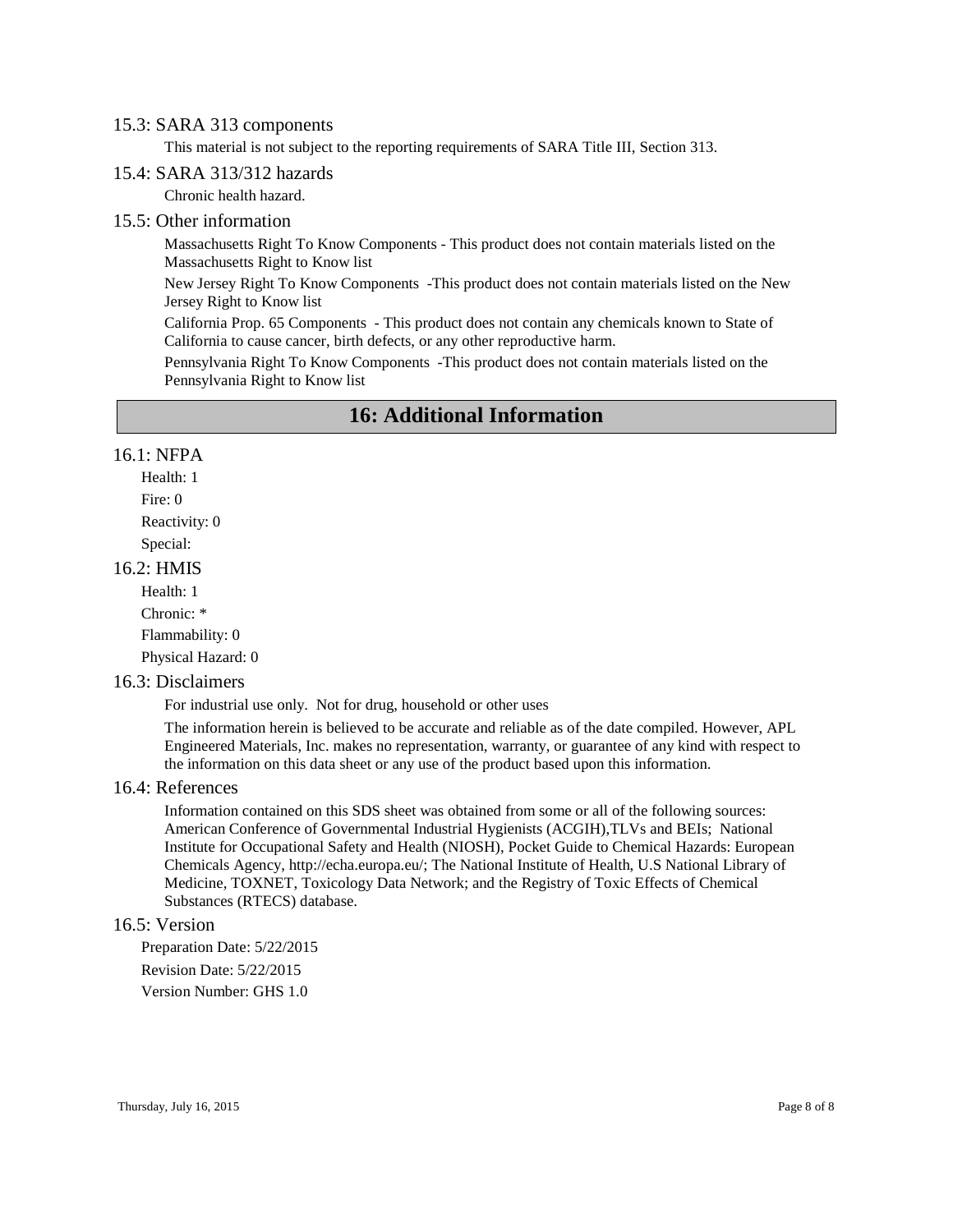### 15.3: SARA 313 components

This material is not subject to the reporting requirements of SARA Title III, Section 313.

### 15.4: SARA 313/312 hazards

Chronic health hazard.

### 15.5: Other information

Massachusetts Right To Know Components - This product does not contain materials listed on the Massachusetts Right to Know list

New Jersey Right To Know Components -This product does not contain materials listed on the New Jersey Right to Know list

California Prop. 65 Components - This product does not contain any chemicals known to State of California to cause cancer, birth defects, or any other reproductive harm.

Pennsylvania Right To Know Components -This product does not contain materials listed on the Pennsylvania Right to Know list

## 16: Additional Information

### 16.1: NFPA

Health: 1

Fire: 0

Reactivity: 0

Special:

### 16.2: HMIS

Health: 1

Chronic: *

Flammability: 0

Physical Hazard: 0

### 16.3: Disclaimers

For industrial use only. Not for drug, household or other uses

The information herein is believed to be accurate and reliable as of the date compiled. However, APL Engineered Materials, Inc. makes no representation, warranty, or guarantee of any kind with respect to the information on this data sheet or any use of the product based upon this information.

### 16.4: References

Information contained on this SDS sheet was obtained from some or all of the following sources: American Conference of Governmental Industrial Hygienists (ACGIH),TLVs and BEIs; National Institute for Occupational Safety and Health (NIOSH), Pocket Guide to Chemical Hazards: European Chemicals Agency, http://echa.europa.eu/; The National Institute of Health, U.S National Library of Medicine, TOXNET, Toxicology Data Network; and the Registry of Toxic Effects of Chemical Substances (RTECS) database.

### 16.5: Version

Preparation Date: 5/22/2015

Revision Date: 5/22/2015

Version Number: GHS 1.0